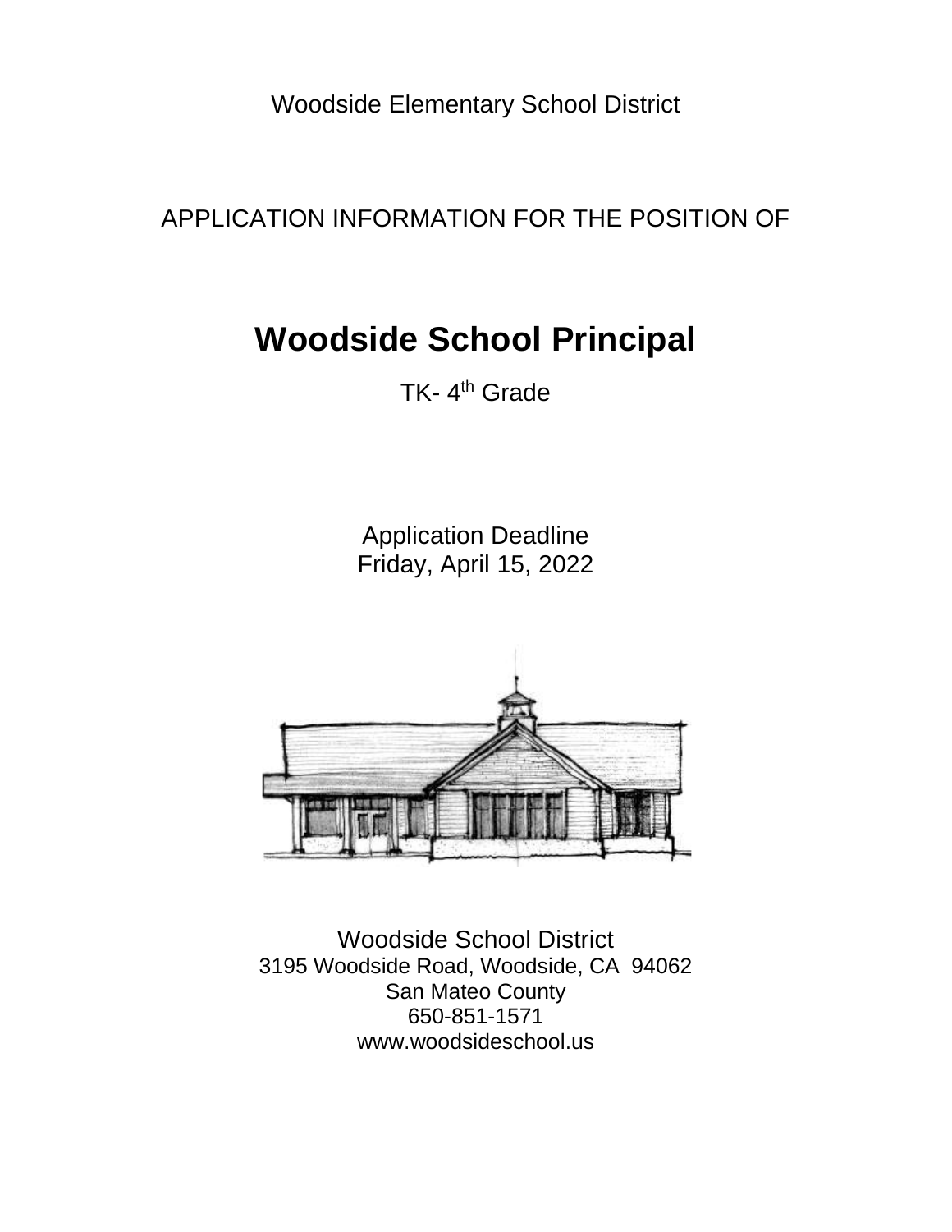Woodside Elementary School District

APPLICATION INFORMATION FOR THE POSITION OF

# Woodside School Principal

TK- 4th Grade

Application Deadline
Friday, April 15, 2022

Woodside School District
3195 Woodside Road, Woodside, CA 94062
San Mateo County
650-851-1571
www.woodsideschool.us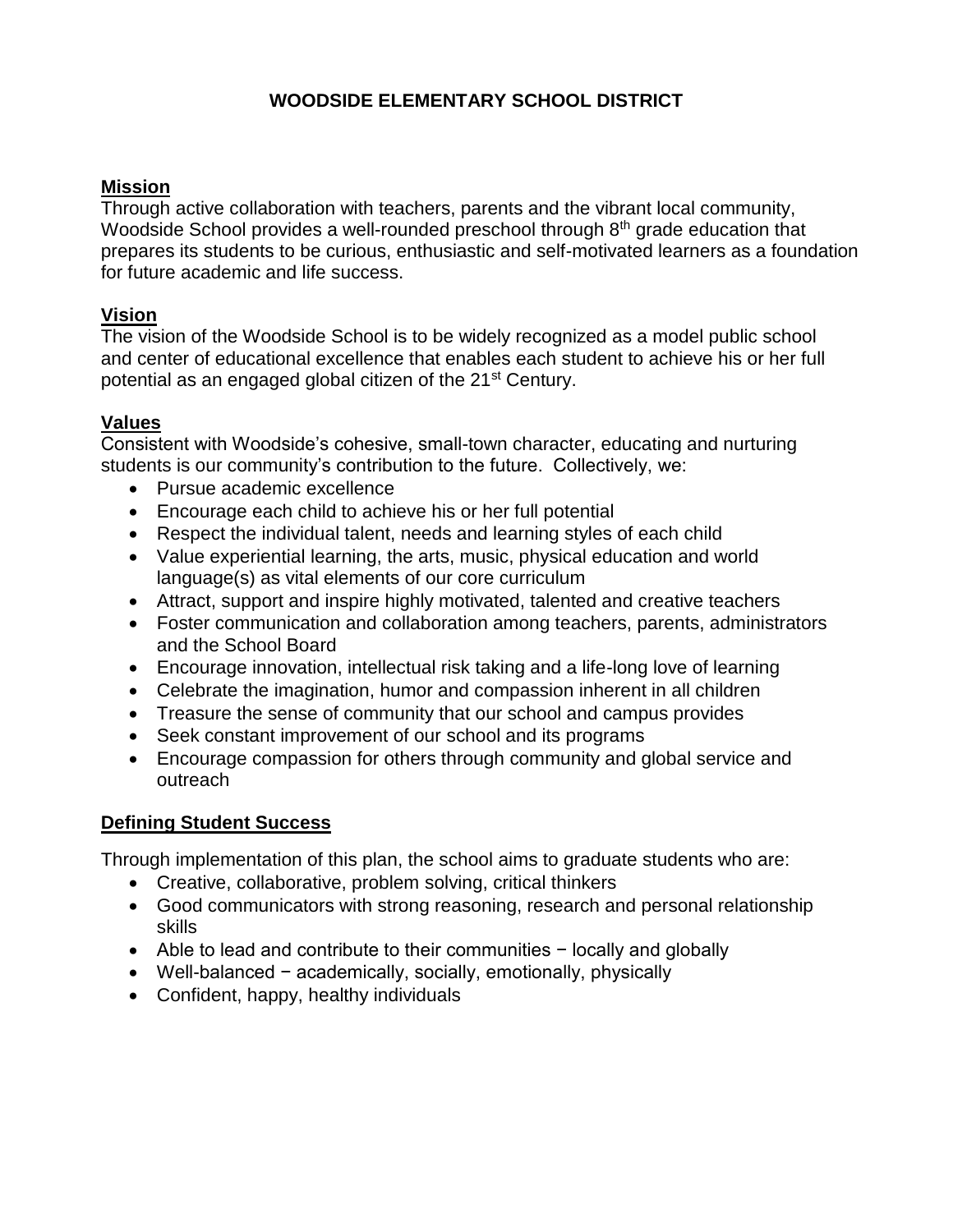# WOODSIDE ELEMENTARY SCHOOL DISTRICT

## Mission

Through active collaboration with teachers, parents and the vibrant local community, Woodside School provides a well-rounded preschool through 8th grade education that prepares its students to be curious, enthusiastic and self-motivated learners as a foundation for future academic and life success.

## Vision

The vision of the Woodside School is to be widely recognized as a model public school and center of educational excellence that enables each student to achieve his or her full potential as an engaged global citizen of the 21st Century.

## Values

Consistent with Woodside's cohesive, small-town character, educating and nurturing students is our community's contribution to the future. Collectively, we:

- Pursue academic excellence
- Encourage each child to achieve his or her full potential
- Respect the individual talent, needs and learning styles of each child
- Value experiential learning, the arts, music, physical education and world language(s) as vital elements of our core curriculum
- Attract, support and inspire highly motivated, talented and creative teachers
- Foster communication and collaboration among teachers, parents, administrators and the School Board
- Encourage innovation, intellectual risk taking and a life-long love of learning
- Celebrate the imagination, humor and compassion inherent in all children
- Treasure the sense of community that our school and campus provides
- Seek constant improvement of our school and its programs
- Encourage compassion for others through community and global service and outreach

## Defining Student Success

Through implementation of this plan, the school aims to graduate students who are:

- Creative, collaborative, problem solving, critical thinkers
- Good communicators with strong reasoning, research and personal relationship skills
- Able to lead and contribute to their communities − locally and globally
- Well-balanced − academically, socially, emotionally, physically
- Confident, happy, healthy individuals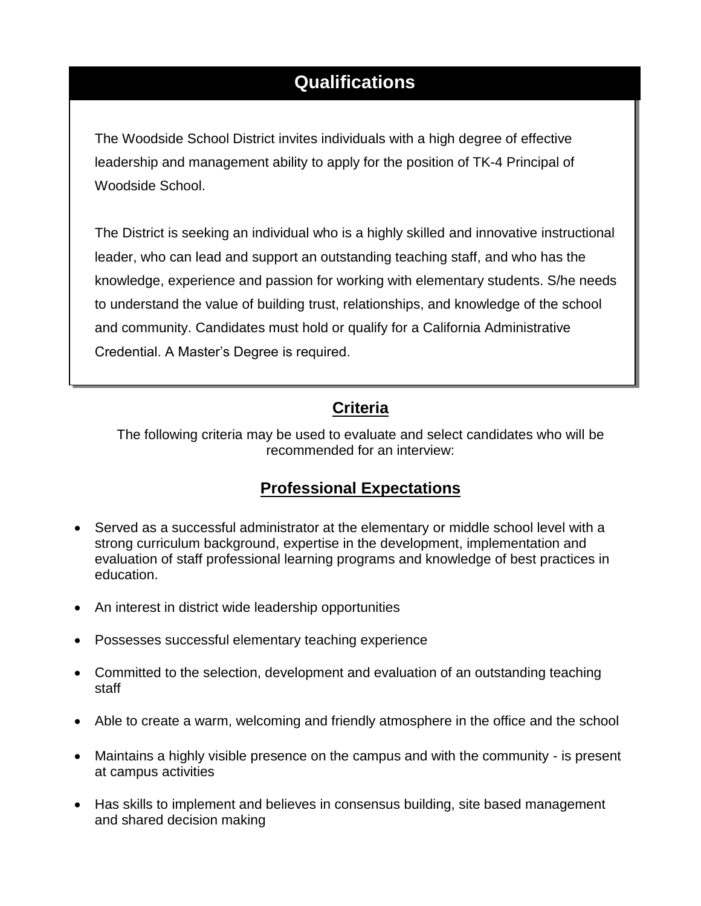## Qualifications

The Woodside School District invites individuals with a high degree of effective leadership and management ability to apply for the position of TK-4 Principal of Woodside School.

The District is seeking an individual who is a highly skilled and innovative instructional leader, who can lead and support an outstanding teaching staff, and who has the knowledge, experience and passion for working with elementary students. S/he needs to understand the value of building trust, relationships, and knowledge of the school and community. Candidates must hold or qualify for a California Administrative Credential. A Master's Degree is required.

## Criteria

The following criteria may be used to evaluate and select candidates who will be recommended for an interview:

## Professional Expectations

- Served as a successful administrator at the elementary or middle school level with a strong curriculum background, expertise in the development, implementation and evaluation of staff professional learning programs and knowledge of best practices in education.
- An interest in district wide leadership opportunities
- Possesses successful elementary teaching experience
- Committed to the selection, development and evaluation of an outstanding teaching staff
- Able to create a warm, welcoming and friendly atmosphere in the office and the school
- Maintains a highly visible presence on the campus and with the community - is present at campus activities
- Has skills to implement and believes in consensus building, site based management and shared decision making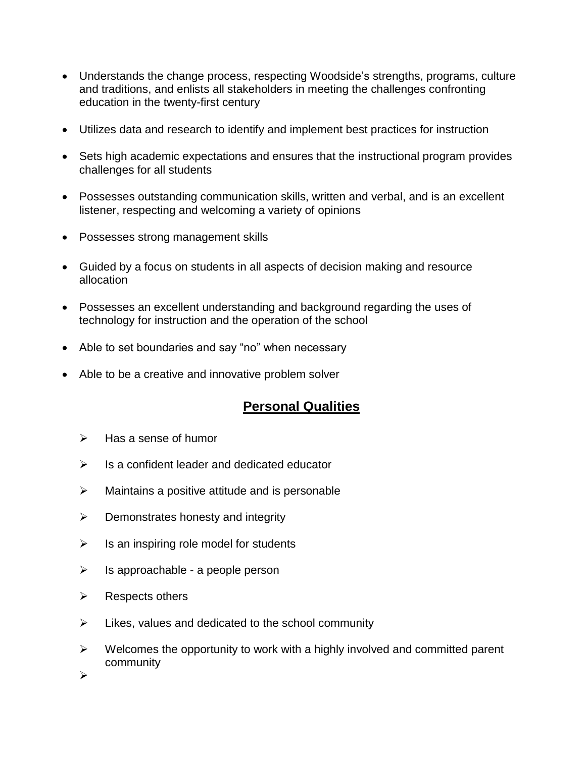- Understands the change process, respecting Woodside's strengths, programs, culture and traditions, and enlists all stakeholders in meeting the challenges confronting education in the twenty-first century
- Utilizes data and research to identify and implement best practices for instruction
- Sets high academic expectations and ensures that the instructional program provides challenges for all students
- Possesses outstanding communication skills, written and verbal, and is an excellent listener, respecting and welcoming a variety of opinions
- Possesses strong management skills
- Guided by a focus on students in all aspects of decision making and resource allocation
- Possesses an excellent understanding and background regarding the uses of technology for instruction and the operation of the school
- Able to set boundaries and say "no" when necessary
- Able to be a creative and innovative problem solver

## **Personal Qualities**

- Has a sense of humor
- Is a confident leader and dedicated educator
- Maintains a positive attitude and is personable
- Demonstrates honesty and integrity
- Is an inspiring role model for students
- Is approachable - a people person
- Respects others
- Likes, values and dedicated to the school community
- Welcomes the opportunity to work with a highly involved and committed parent community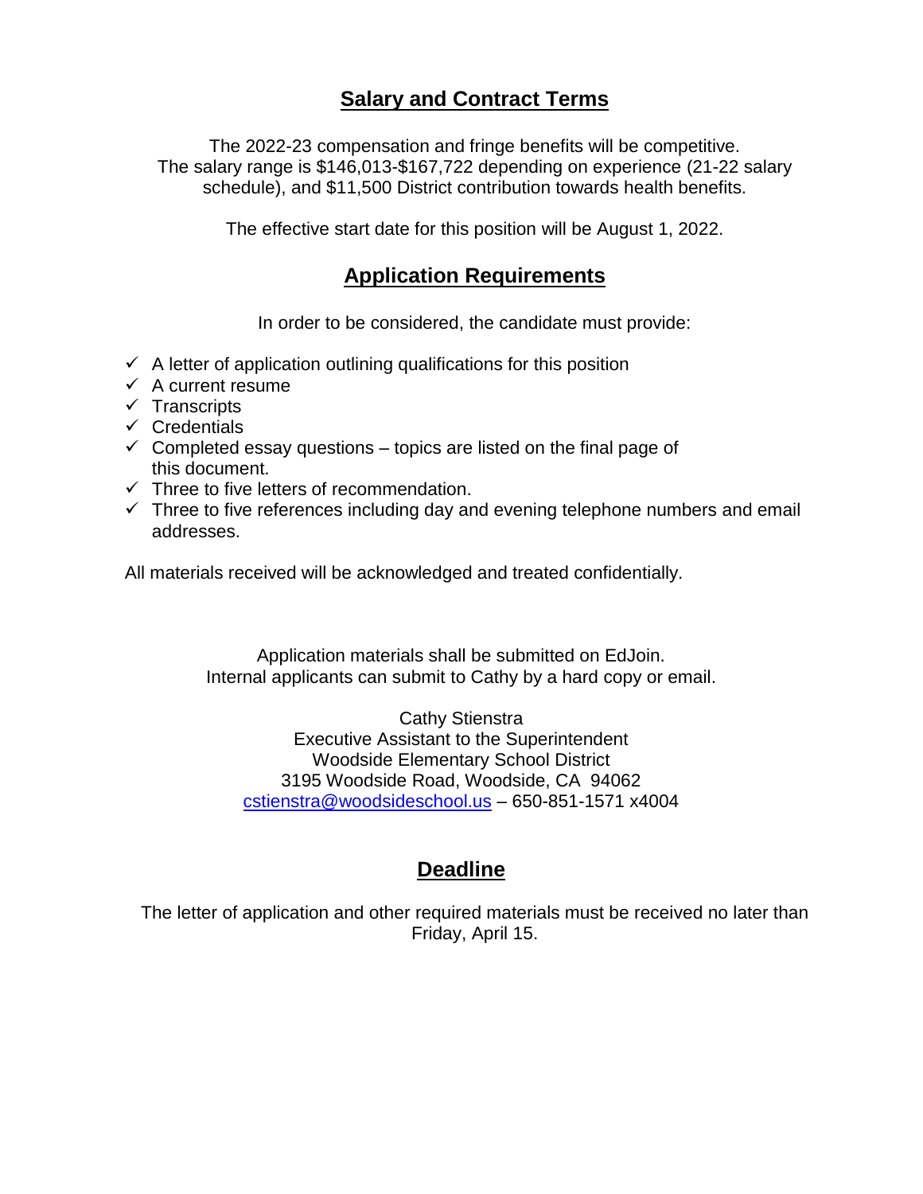## Salary and Contract Terms

The 2022-23 compensation and fringe benefits will be competitive. The salary range is $146,013-$167,722 depending on experience (21-22 salary schedule), and $11,500 District contribution towards health benefits.

The effective start date for this position will be August 1, 2022.

## Application Requirements

In order to be considered, the candidate must provide:

- ✓ A letter of application outlining qualifications for this position
- ✓ A current resume
- ✓ Transcripts
- ✓ Credentials
- ✓ Completed essay questions – topics are listed on the final page of this document.
- ✓ Three to five letters of recommendation.
- ✓ Three to five references including day and evening telephone numbers and email addresses.

All materials received will be acknowledged and treated confidentially.

Application materials shall be submitted on EdJoin.
Internal applicants can submit to Cathy by a hard copy or email.

Cathy Stienstra
Executive Assistant to the Superintendent
Woodside Elementary School District
3195 Woodside Road, Woodside, CA 94062
cstienstra@woodsideschool.us – 650-851-1571 x4004

## Deadline

The letter of application and other required materials must be received no later than Friday, April 15.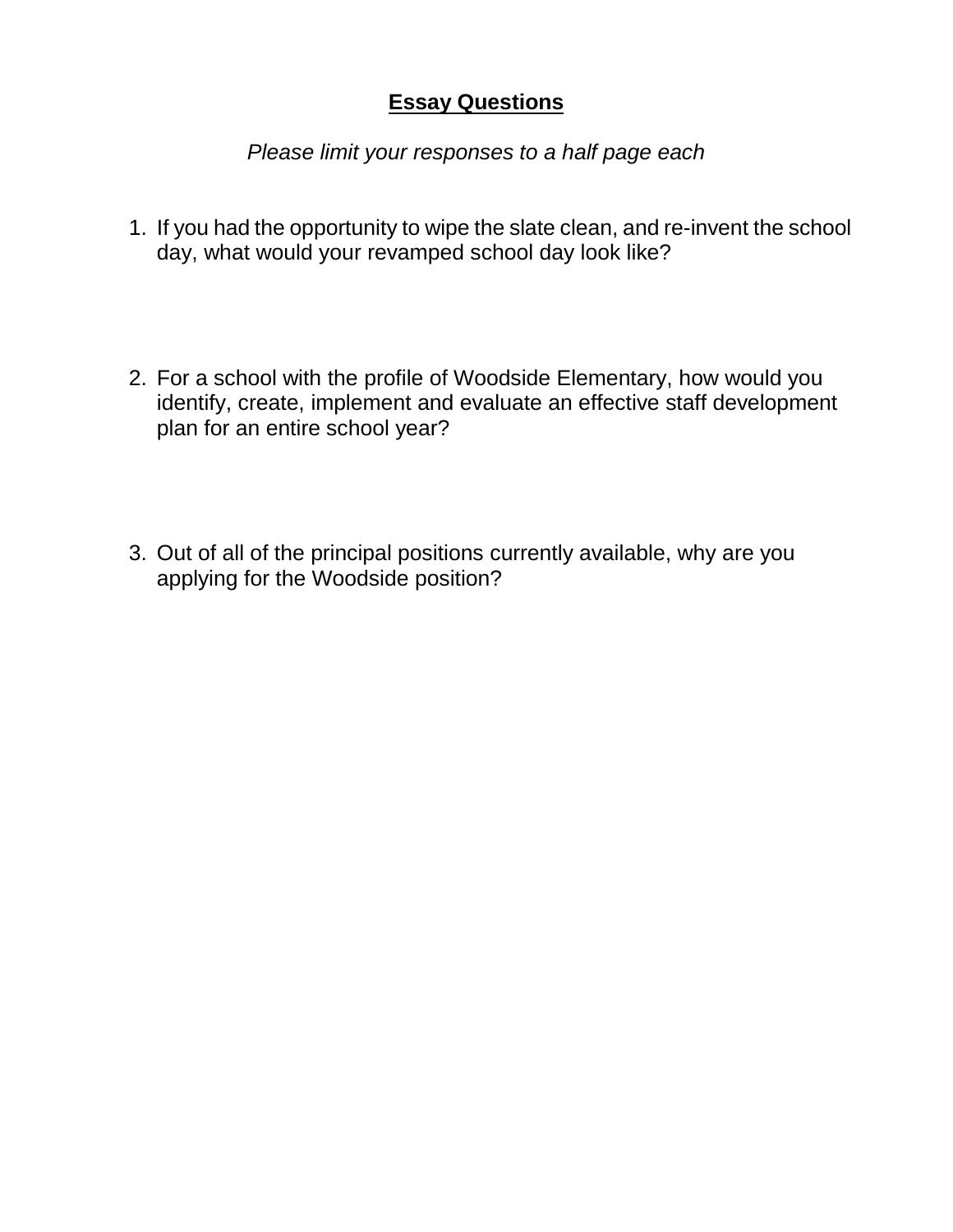## **Essay Questions**

*Please limit your responses to a half page each*

1. If you had the opportunity to wipe the slate clean, and re-invent the school day, what would your revamped school day look like?

2. For a school with the profile of Woodside Elementary, how would you identify, create, implement and evaluate an effective staff development plan for an entire school year?

3. Out of all of the principal positions currently available, why are you applying for the Woodside position?